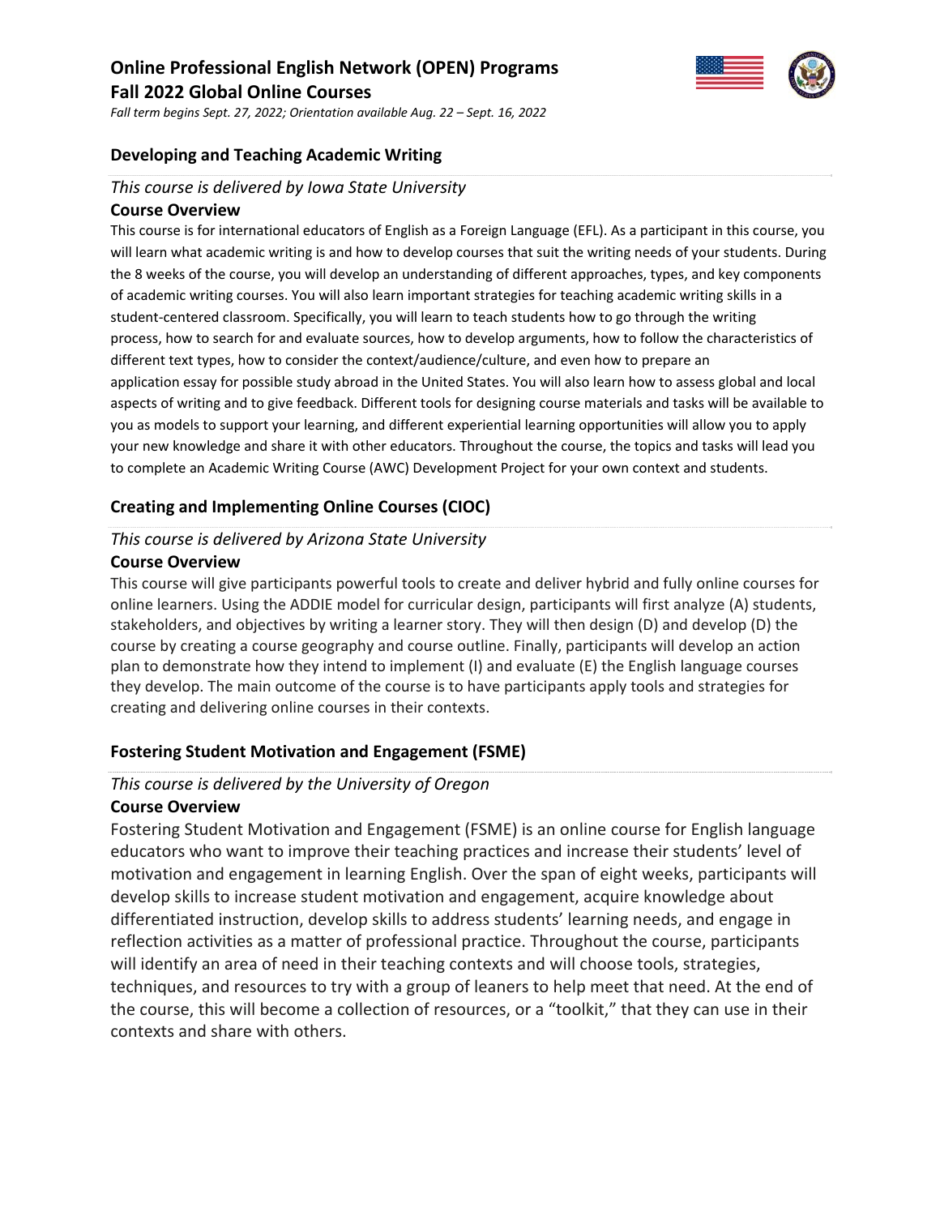# Online Professional English Network (OPEN) Programs
# Fall 2022 Global Online Courses

*Fall term begins Sept. 27, 2022; Orientation available Aug. 22 – Sept. 16, 2022*

## Developing and Teaching Academic Writing

*This course is delivered by Iowa State University*

### Course Overview

This course is for international educators of English as a Foreign Language (EFL). As a participant in this course, you will learn what academic writing is and how to develop courses that suit the writing needs of your students. During the 8 weeks of the course, you will develop an understanding of different approaches, types, and key components of academic writing courses. You will also learn important strategies for teaching academic writing skills in a student-centered classroom. Specifically, you will learn to teach students how to go through the writing process, how to search for and evaluate sources, how to develop arguments, how to follow the characteristics of different text types, how to consider the context/audience/culture, and even how to prepare an application essay for possible study abroad in the United States. You will also learn how to assess global and local aspects of writing and to give feedback. Different tools for designing course materials and tasks will be available to you as models to support your learning, and different experiential learning opportunities will allow you to apply your new knowledge and share it with other educators. Throughout the course, the topics and tasks will lead you to complete an Academic Writing Course (AWC) Development Project for your own context and students.

## Creating and Implementing Online Courses (CIOC)

*This course is delivered by Arizona State University*

### Course Overview

This course will give participants powerful tools to create and deliver hybrid and fully online courses for online learners. Using the ADDIE model for curricular design, participants will first analyze (A) students, stakeholders, and objectives by writing a learner story. They will then design (D) and develop (D) the course by creating a course geography and course outline. Finally, participants will develop an action plan to demonstrate how they intend to implement (I) and evaluate (E) the English language courses they develop. The main outcome of the course is to have participants apply tools and strategies for creating and delivering online courses in their contexts.

## Fostering Student Motivation and Engagement (FSME)

*This course is delivered by the University of Oregon*

### Course Overview

Fostering Student Motivation and Engagement (FSME) is an online course for English language educators who want to improve their teaching practices and increase their students' level of motivation and engagement in learning English. Over the span of eight weeks, participants will develop skills to increase student motivation and engagement, acquire knowledge about differentiated instruction, develop skills to address students' learning needs, and engage in reflection activities as a matter of professional practice. Throughout the course, participants will identify an area of need in their teaching contexts and will choose tools, strategies, techniques, and resources to try with a group of leaners to help meet that need. At the end of the course, this will become a collection of resources, or a "toolkit," that they can use in their contexts and share with others.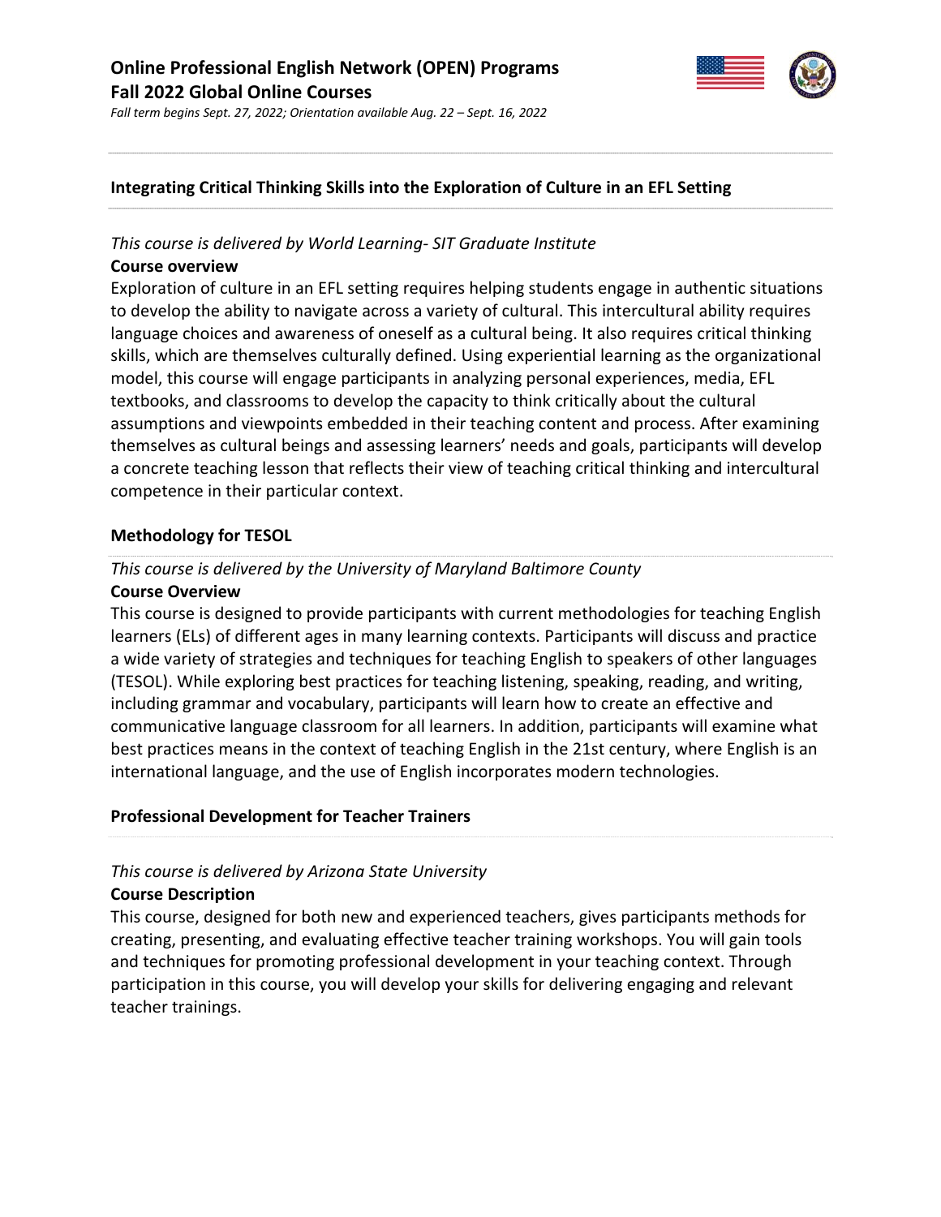## Integrating Critical Thinking Skills into the Exploration of Culture in an EFL Setting

*This course is delivered by World Learning- SIT Graduate Institute*

**Course overview**

Exploration of culture in an EFL setting requires helping students engage in authentic situations to develop the ability to navigate across a variety of cultural. This intercultural ability requires language choices and awareness of oneself as a cultural being. It also requires critical thinking skills, which are themselves culturally defined. Using experiential learning as the organizational model, this course will engage participants in analyzing personal experiences, media, EFL textbooks, and classrooms to develop the capacity to think critically about the cultural assumptions and viewpoints embedded in their teaching content and process. After examining themselves as cultural beings and assessing learners' needs and goals, participants will develop a concrete teaching lesson that reflects their view of teaching critical thinking and intercultural competence in their particular context.

## Methodology for TESOL

*This course is delivered by the University of Maryland Baltimore County*

**Course Overview**

This course is designed to provide participants with current methodologies for teaching English learners (ELs) of different ages in many learning contexts. Participants will discuss and practice a wide variety of strategies and techniques for teaching English to speakers of other languages (TESOL). While exploring best practices for teaching listening, speaking, reading, and writing, including grammar and vocabulary, participants will learn how to create an effective and communicative language classroom for all learners. In addition, participants will examine what best practices means in the context of teaching English in the 21st century, where English is an international language, and the use of English incorporates modern technologies.

## Professional Development for Teacher Trainers

*This course is delivered by Arizona State University*

**Course Description**

This course, designed for both new and experienced teachers, gives participants methods for creating, presenting, and evaluating effective teacher training workshops. You will gain tools and techniques for promoting professional development in your teaching context. Through participation in this course, you will develop your skills for delivering engaging and relevant teacher trainings.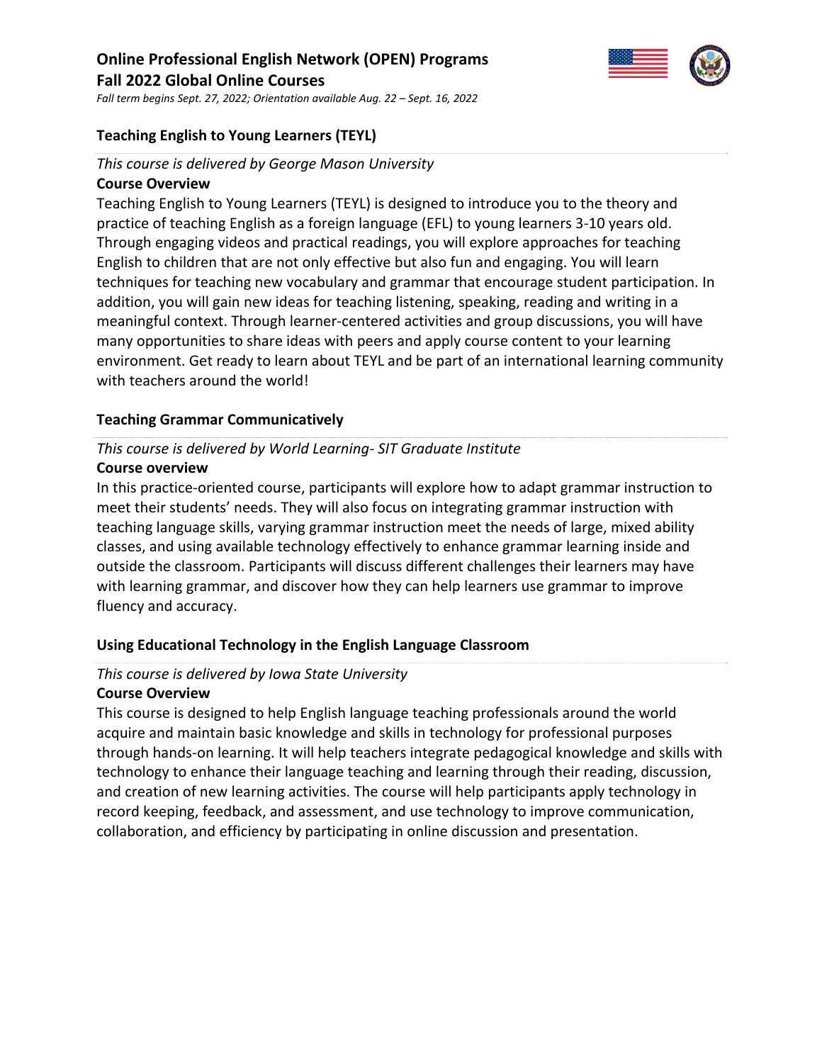## Teaching English to Young Learners (TEYL)

*This course is delivered by George Mason University*

**Course Overview**

Teaching English to Young Learners (TEYL) is designed to introduce you to the theory and practice of teaching English as a foreign language (EFL) to young learners 3-10 years old. Through engaging videos and practical readings, you will explore approaches for teaching English to children that are not only effective but also fun and engaging. You will learn techniques for teaching new vocabulary and grammar that encourage student participation. In addition, you will gain new ideas for teaching listening, speaking, reading and writing in a meaningful context. Through learner-centered activities and group discussions, you will have many opportunities to share ideas with peers and apply course content to your learning environment. Get ready to learn about TEYL and be part of an international learning community with teachers around the world!

## Teaching Grammar Communicatively

*This course is delivered by World Learning- SIT Graduate Institute*

**Course overview**

In this practice-oriented course, participants will explore how to adapt grammar instruction to meet their students' needs. They will also focus on integrating grammar instruction with teaching language skills, varying grammar instruction meet the needs of large, mixed ability classes, and using available technology effectively to enhance grammar learning inside and outside the classroom. Participants will discuss different challenges their learners may have with learning grammar, and discover how they can help learners use grammar to improve fluency and accuracy.

## Using Educational Technology in the English Language Classroom

*This course is delivered by Iowa State University*

**Course Overview**

This course is designed to help English language teaching professionals around the world acquire and maintain basic knowledge and skills in technology for professional purposes through hands-on learning. It will help teachers integrate pedagogical knowledge and skills with technology to enhance their language teaching and learning through their reading, discussion, and creation of new learning activities. The course will help participants apply technology in record keeping, feedback, and assessment, and use technology to improve communication, collaboration, and efficiency by participating in online discussion and presentation.